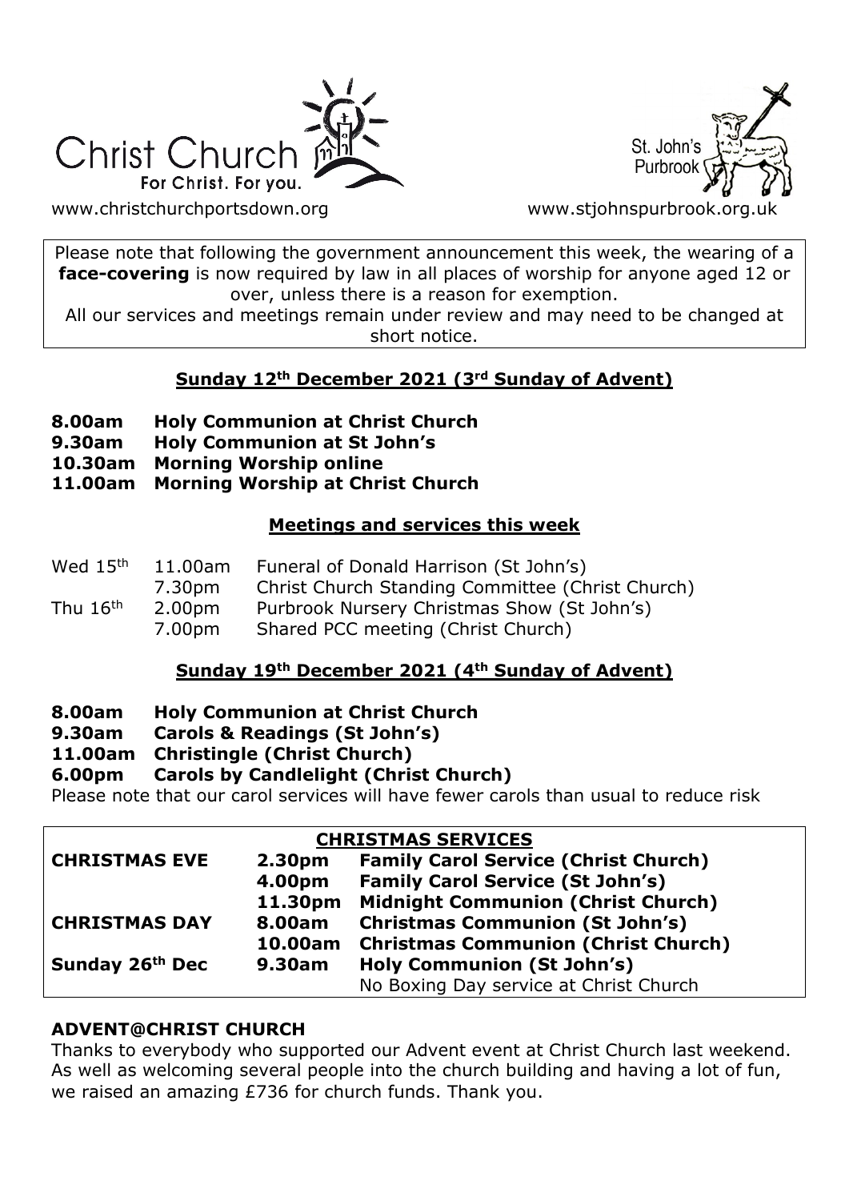Christ Church
For Christ. For you.

St. John's Purbrook

www.christchurchportsdown.org www.stjohnspurbrook.org.uk

Please note that following the government announcement this week, the wearing of a **face-covering** is now required by law in all places of worship for anyone aged 12 or over, unless there is a reason for exemption.
All our services and meetings remain under review and may need to be changed at short notice.

## Sunday 12th December 2021 (3rd Sunday of Advent)

**8.00am Holy Communion at Christ Church**
**9.30am Holy Communion at St John's**
**10.30am Morning Worship online**
**11.00am Morning Worship at Christ Church**

## Meetings and services this week

| | | |
|---|---|---|
| Wed 15th | 11.00am | Funeral of Donald Harrison (St John's) |
| | 7.30pm | Christ Church Standing Committee (Christ Church) |
| Thu 16th | 2.00pm | Purbrook Nursery Christmas Show (St John's) |
| | 7.00pm | Shared PCC meeting (Christ Church) |

## Sunday 19th December 2021 (4th Sunday of Advent)

**8.00am Holy Communion at Christ Church**
**9.30am Carols & Readings (St John's)**
**11.00am Christingle (Christ Church)**
**6.00pm Carols by Candlelight (Christ Church)**

Please note that our carol services will have fewer carols than usual to reduce risk

| CHRISTMAS SERVICES | | |
|---|---|---|
| **CHRISTMAS EVE** | **2.30pm** | **Family Carol Service (Christ Church)** |
| | **4.00pm** | **Family Carol Service (St John's)** |
| | **11.30pm** | **Midnight Communion (Christ Church)** |
| **CHRISTMAS DAY** | **8.00am** | **Christmas Communion (St John's)** |
| | **10.00am** | **Christmas Communion (Christ Church)** |
| **Sunday 26th Dec** | **9.30am** | **Holy Communion (St John's)** |
| | | No Boxing Day service at Christ Church |

### ADVENT@CHRIST CHURCH

Thanks to everybody who supported our Advent event at Christ Church last weekend. As well as welcoming several people into the church building and having a lot of fun, we raised an amazing £736 for church funds. Thank you.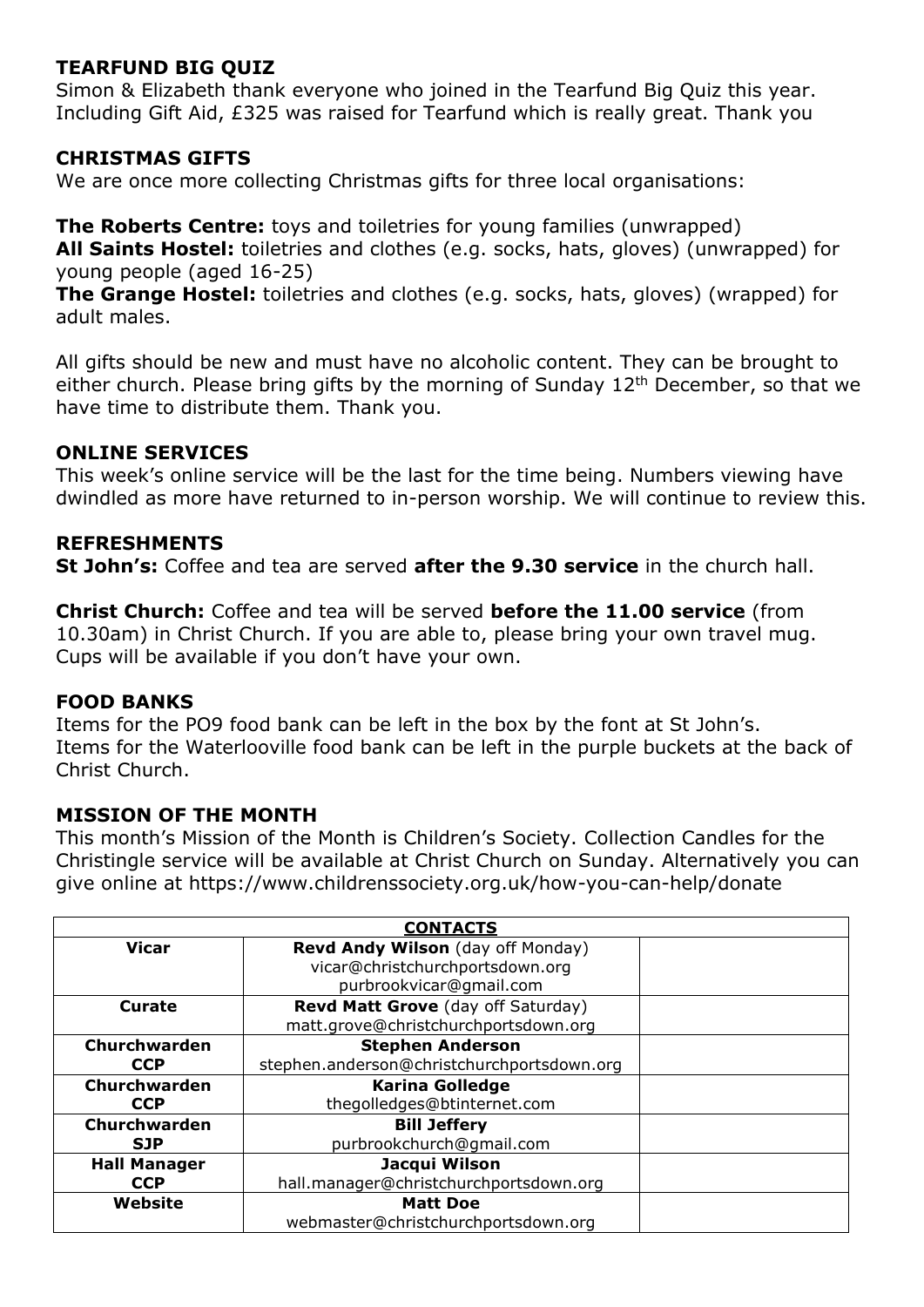**TEARFUND BIG QUIZ**

Simon & Elizabeth thank everyone who joined in the Tearfund Big Quiz this year. Including Gift Aid, £325 was raised for Tearfund which is really great. Thank you

**CHRISTMAS GIFTS**

We are once more collecting Christmas gifts for three local organisations:

**The Roberts Centre:** toys and toiletries for young families (unwrapped)
**All Saints Hostel:** toiletries and clothes (e.g. socks, hats, gloves) (unwrapped) for young people (aged 16-25)
**The Grange Hostel:** toiletries and clothes (e.g. socks, hats, gloves) (wrapped) for adult males.

All gifts should be new and must have no alcoholic content. They can be brought to either church. Please bring gifts by the morning of Sunday 12th December, so that we have time to distribute them. Thank you.

**ONLINE SERVICES**

This week's online service will be the last for the time being. Numbers viewing have dwindled as more have returned to in-person worship. We will continue to review this.

**REFRESHMENTS**

**St John's:** Coffee and tea are served **after the 9.30 service** in the church hall.

**Christ Church:** Coffee and tea will be served **before the 11.00 service** (from 10.30am) in Christ Church. If you are able to, please bring your own travel mug. Cups will be available if you don't have your own.

**FOOD BANKS**

Items for the PO9 food bank can be left in the box by the font at St John's.
Items for the Waterlooville food bank can be left in the purple buckets at the back of Christ Church.

**MISSION OF THE MONTH**

This month's Mission of the Month is Children's Society. Collection Candles for the Christingle service will be available at Christ Church on Sunday. Alternatively you can give online at https://www.childrenssociety.org.uk/how-you-can-help/donate

| **CONTACTS** | | |
|---|---|---|
| **Vicar** | **Revd Andy Wilson** (day off Monday)<br>vicar@christchurchportsdown.org<br>purbrookvicar@gmail.com | |
| **Curate** | **Revd Matt Grove** (day off Saturday)<br>matt.grove@christchurchportsdown.org | |
| **Churchwarden CCP** | **Stephen Anderson**<br>stephen.anderson@christchurchportsdown.org | |
| **Churchwarden CCP** | **Karina Golledge**<br>thegolledges@btinternet.com | |
| **Churchwarden SJP** | **Bill Jeffery**<br>purbrookchurch@gmail.com | |
| **Hall Manager CCP** | **Jacqui Wilson**<br>hall.manager@christchurchportsdown.org | |
| **Website** | **Matt Doe**<br>webmaster@christchurchportsdown.org | |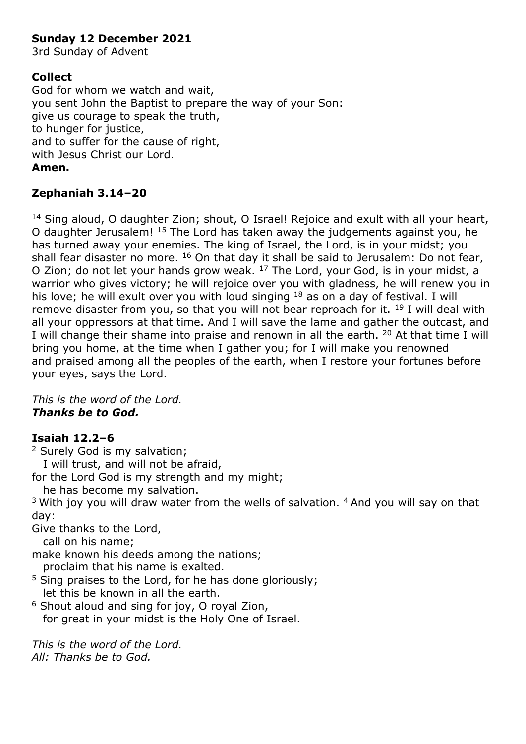**Sunday 12 December 2021**
3rd Sunday of Advent

**Collect**
God for whom we watch and wait,
you sent John the Baptist to prepare the way of your Son:
give us courage to speak the truth,
to hunger for justice,
and to suffer for the cause of right,
with Jesus Christ our Lord.
**Amen.**

**Zephaniah 3.14–20**

[14] Sing aloud, O daughter Zion; shout, O Israel! Rejoice and exult with all your heart, O daughter Jerusalem! [15] The Lord has taken away the judgements against you, he has turned away your enemies. The king of Israel, the Lord, is in your midst; you shall fear disaster no more. [16] On that day it shall be said to Jerusalem: Do not fear, O Zion; do not let your hands grow weak. [17] The Lord, your God, is in your midst, a warrior who gives victory; he will rejoice over you with gladness, he will renew you in his love; he will exult over you with loud singing [18] as on a day of festival. I will remove disaster from you, so that you will not bear reproach for it. [19] I will deal with all your oppressors at that time. And I will save the lame and gather the outcast, and I will change their shame into praise and renown in all the earth. [20] At that time I will bring you home, at the time when I gather you; for I will make you renowned and praised among all the peoples of the earth, when I restore your fortunes before your eyes, says the Lord.

*This is the word of the Lord.*
***Thanks be to God.***

**Isaiah 12.2–6**
[2] Surely God is my salvation;
I will trust, and will not be afraid,
for the Lord God is my strength and my might;
he has become my salvation.
[3] With joy you will draw water from the wells of salvation. [4] And you will say on that day:
Give thanks to the Lord,
call on his name;
make known his deeds among the nations;
proclaim that his name is exalted.
[5] Sing praises to the Lord, for he has done gloriously;
let this be known in all the earth.
[6] Shout aloud and sing for joy, O royal Zion,
for great in your midst is the Holy One of Israel.

*This is the word of the Lord.*
*All: Thanks be to God.*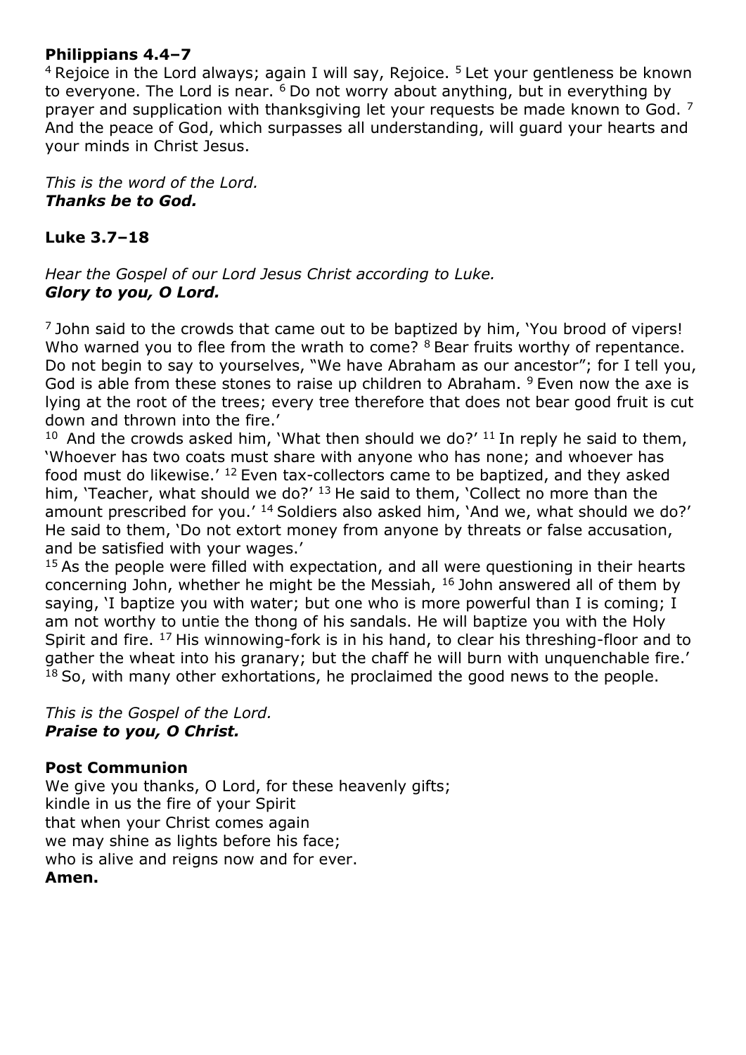**Philippians 4.4–7**

4 Rejoice in the Lord always; again I will say, Rejoice. 5 Let your gentleness be known to everyone. The Lord is near. 6 Do not worry about anything, but in everything by prayer and supplication with thanksgiving let your requests be made known to God. 7 And the peace of God, which surpasses all understanding, will guard your hearts and your minds in Christ Jesus.

*This is the word of the Lord.*
***Thanks be to God.***

**Luke 3.7–18**

*Hear the Gospel of our Lord Jesus Christ according to Luke.*
***Glory to you, O Lord.***

7 John said to the crowds that came out to be baptized by him, 'You brood of vipers! Who warned you to flee from the wrath to come? 8 Bear fruits worthy of repentance. Do not begin to say to yourselves, "We have Abraham as our ancestor"; for I tell you, God is able from these stones to raise up children to Abraham. 9 Even now the axe is lying at the root of the trees; every tree therefore that does not bear good fruit is cut down and thrown into the fire.'
10 And the crowds asked him, 'What then should we do?' 11 In reply he said to them, 'Whoever has two coats must share with anyone who has none; and whoever has food must do likewise.' 12 Even tax-collectors came to be baptized, and they asked him, 'Teacher, what should we do?' 13 He said to them, 'Collect no more than the amount prescribed for you.' 14 Soldiers also asked him, 'And we, what should we do?' He said to them, 'Do not extort money from anyone by threats or false accusation, and be satisfied with your wages.'
15 As the people were filled with expectation, and all were questioning in their hearts concerning John, whether he might be the Messiah, 16 John answered all of them by saying, 'I baptize you with water; but one who is more powerful than I is coming; I am not worthy to untie the thong of his sandals. He will baptize you with the Holy Spirit and fire. 17 His winnowing-fork is in his hand, to clear his threshing-floor and to gather the wheat into his granary; but the chaff he will burn with unquenchable fire.'
18 So, with many other exhortations, he proclaimed the good news to the people.

*This is the Gospel of the Lord.*
***Praise to you, O Christ.***

**Post Communion**

We give you thanks, O Lord, for these heavenly gifts;
kindle in us the fire of your Spirit
that when your Christ comes again
we may shine as lights before his face;
who is alive and reigns now and for ever.
**Amen.**